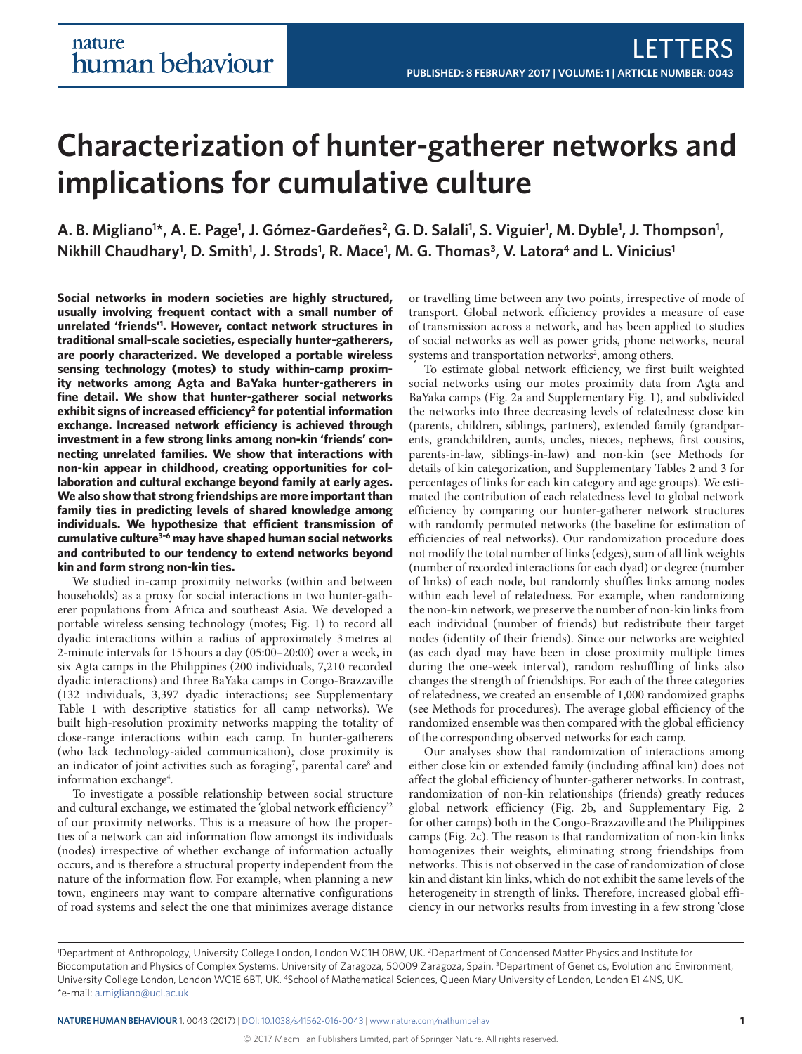# Characterization of hunter-gatherer networks and implications for cumulative culture

**A. B. Migliano[1]*, A. E. Page[1], J. Gómez-Gardeñes[2], G. D. Salali[1], S. Viguier[1], M. Dyble[1], J. Thompson[1], Nikhill Chaudhary[1], D. Smith[1], J. Strods[1], R. Mace[1], M. G. Thomas[3], V. Latora[4] and L. Vinicius[1]**

**Social networks in modern societies are highly structured, usually involving frequent contact with a small number of unrelated 'friends'[1]. However, contact network structures in traditional small-scale societies, especially hunter-gatherers, are poorly characterized. We developed a portable wireless sensing technology (motes) to study within-camp proximity networks among Agta and BaYaka hunter-gatherers in fine detail. We show that hunter-gatherer social networks exhibit signs of increased efficiency[2] for potential information exchange. Increased network efficiency is achieved through investment in a few strong links among non-kin 'friends' connecting unrelated families. We show that interactions with non-kin appear in childhood, creating opportunities for collaboration and cultural exchange beyond family at early ages. We also show that strong friendships are more important than family ties in predicting levels of shared knowledge among individuals. We hypothesize that efficient transmission of cumulative culture[3–6] may have shaped human social networks and contributed to our tendency to extend networks beyond kin and form strong non-kin ties.**

We studied in-camp proximity networks (within and between households) as a proxy for social interactions in two hunter-gatherer populations from Africa and southeast Asia. We developed a portable wireless sensing technology (motes; Fig. 1) to record all dyadic interactions within a radius of approximately 3 metres at 2-minute intervals for 15 hours a day (05:00–20:00) over a week, in six Agta camps in the Philippines (200 individuals, 7,210 recorded dyadic interactions) and three BaYaka camps in Congo-Brazzaville (132 individuals, 3,397 dyadic interactions; see Supplementary Table 1 with descriptive statistics for all camp networks). We built high-resolution proximity networks mapping the totality of close-range interactions within each camp. In hunter-gatherers (who lack technology-aided communication), close proximity is an indicator of joint activities such as foraging[7], parental care[8] and information exchange[4].

To investigate a possible relationship between social structure and cultural exchange, we estimated the 'global network efficiency'[2] of our proximity networks. This is a measure of how the properties of a network can aid information flow amongst its individuals (nodes) irrespective of whether exchange of information actually occurs, and is therefore a structural property independent from the nature of the information flow. For example, when planning a new town, engineers may want to compare alternative configurations of road systems and select the one that minimizes average distance or travelling time between any two points, irrespective of mode of transport. Global network efficiency provides a measure of ease of transmission across a network, and has been applied to studies of social networks as well as power grids, phone networks, neural systems and transportation networks[2], among others.

To estimate global network efficiency, we first built weighted social networks using our motes proximity data from Agta and BaYaka camps (Fig. 2a and Supplementary Fig. 1), and subdivided the networks into three decreasing levels of relatedness: close kin (parents, children, siblings, partners), extended family (grandparents, grandchildren, aunts, uncles, nieces, nephews, first cousins, parents-in-law, siblings-in-law) and non-kin (see Methods for details of kin categorization, and Supplementary Tables 2 and 3 for percentages of links for each kin category and age groups). We estimated the contribution of each relatedness level to global network efficiency by comparing our hunter-gatherer network structures with randomly permuted networks (the baseline for estimation of efficiencies of real networks). Our randomization procedure does not modify the total number of links (edges), sum of all link weights (number of recorded interactions for each dyad) or degree (number of links) of each node, but randomly shuffles links among nodes within each level of relatedness. For example, when randomizing the non-kin network, we preserve the number of non-kin links from each individual (number of friends) but redistribute their target nodes (identity of their friends). Since our networks are weighted (as each dyad may have been in close proximity multiple times during the one-week interval), random reshuffling of links also changes the strength of friendships. For each of the three categories of relatedness, we created an ensemble of 1,000 randomized graphs (see Methods for procedures). The average global efficiency of the randomized ensemble was then compared with the global efficiency of the corresponding observed networks for each camp.

Our analyses show that randomization of interactions among either close kin or extended family (including affinal kin) does not affect the global efficiency of hunter-gatherer networks. In contrast, randomization of non-kin relationships (friends) greatly reduces global network efficiency (Fig. 2b, and Supplementary Fig. 2 for other camps) both in the Congo-Brazzaville and the Philippines camps (Fig. 2c). The reason is that randomization of non-kin links homogenizes their weights, eliminating strong friendships from networks. This is not observed in the case of randomization of close kin and distant kin links, which do not exhibit the same levels of the heterogeneity in strength of links. Therefore, increased global efficiency in our networks results from investing in a few strong 'close

[1]Department of Anthropology, University College London, London WC1H 0BW, UK. [2]Department of Condensed Matter Physics and Institute for Biocomputation and Physics of Complex Systems, University of Zaragoza, 50009 Zaragoza, Spain. [3]Department of Genetics, Evolution and Environment, University College London, London WC1E 6BT, UK. [4]School of Mathematical Sciences, Queen Mary University of London, London E1 4NS, UK. *e-mail: a.migliano@ucl.ac.uk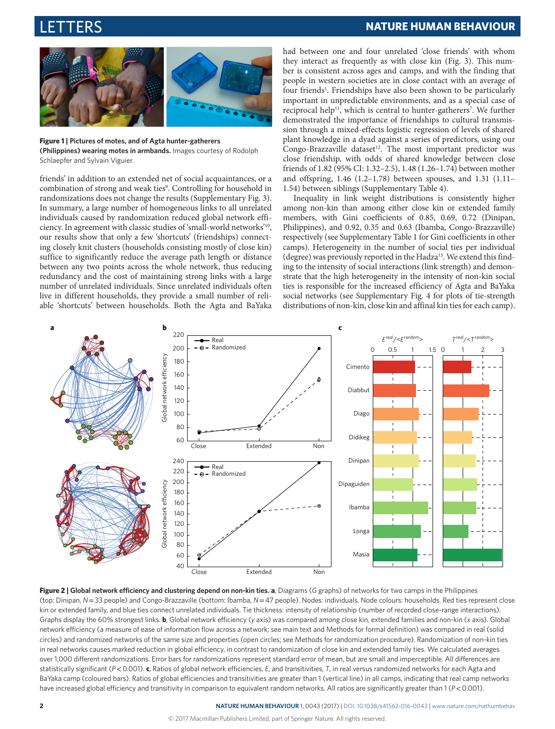**Figure 1 | Pictures of motes, and of Agta hunter-gatherers (Philippines) wearing motes in armbands.** Images courtesy of Rodolph Schlaepfer and Sylvain Viguier.

friends' in addition to an extended net of social acquaintances, or a combination of strong and weak ties[9]. Controlling for household in randomizations does not change the results (Supplementary Fig. 3). In summary, a large number of homogeneous links to all unrelated individuals caused by randomization reduced global network efficiency. In agreement with classic studies of 'small-world networks'[10], our results show that only a few 'shortcuts' (friendships) connecting closely knit clusters (households consisting mostly of close kin) suffice to significantly reduce the average path length or distance between any two points across the whole network, thus reducing redundancy and the cost of maintaining strong links with a large number of unrelated individuals. Since unrelated individuals often live in different households, they provide a small number of reliable 'shortcuts' between households. Both the Agta and BaYaka had between one and four unrelated 'close friends' with whom they interact as frequently as with close kin (Fig. 3). This number is consistent across ages and camps, and with the finding that people in western societies are in close contact with an average of four friends[1]. Friendships have also been shown to be particularly important in unpredictable environments, and as a special case of reciprocal help[11], which is central to hunter-gatherers[7]. We further demonstrated the importance of friendships to cultural transmission through a mixed-effects logistic regression of levels of shared plant knowledge in a dyad against a series of predictors, using our Congo-Brazzaville dataset[12]. The most important predictor was close friendship, with odds of shared knowledge between close friends of 1.82 (95% CI: 1.32–2.5), 1.48 (1.26–1.74) between mother and offspring, 1.46 (1.2–1.78) between spouses, and 1.31 (1.11–1.54) between siblings (Supplementary Table 4).

Inequality in link weight distributions is consistently higher among non-kin than among either close kin or extended family members, with Gini coefficients of 0.85, 0.69, 0.72 (Dinipan, Philippines), and 0.92, 0.35 and 0.63 (Ibamba, Congo-Brazzaville) respectively (see Supplementary Table 1 for Gini coefficients in other camps). Heterogeneity in the number of social ties per individual (degree) was previously reported in the Hadza[13]. We extend this finding to the intensity of social interactions (link strength) and demonstrate that the high heterogeneity in the intensity of non-kin social ties is responsible for the increased efficiency of Agta and BaYaka social networks (see Supplementary Fig. 4 for plots of tie-strength distributions of non-kin, close kin and affinal kin ties for each camp).

**Figure 2 | Global network efficiency and clustering depend on non-kin ties. a**, Diagrams (*G* graphs) of networks for two camps in the Philippines (top: Dinipan, *N* = 33 people) and Congo-Brazzaville (bottom: Ibamba, *N* = 47 people). Nodes: individuals. Node colours: households. Red ties represent close kin or extended family, and blue ties connect unrelated individuals. Tie thickness: intensity of relationship (number of recorded close-range interactions). Graphs display the 60% strongest links. **b**, Global network efficiency (*y* axis) was compared among close kin, extended families and non-kin (*x* axis). Global network efficiency (a measure of ease of information flow across a network; see main text and Methods for formal definition) was compared in real (solid circles) and randomized networks of the same size and properties (open circles; see Methods for randomization procedure). Randomization of non-kin ties in real networks causes marked reduction in global efficiency, in contrast to randomization of close kin and extended family ties. We calculated averages over 1,000 different randomizations. Error bars for randomizations represent standard error of mean, but are small and imperceptible. All differences are statistically significant ($P < 0.001$). **c**, Ratios of global network efficiencies, *E*, and transitivities, *T*, in real versus randomized networks for each Agta and BaYaka camp (coloured bars). Ratios of global efficiencies and transitivities are greater than 1 (vertical line) in all camps, indicating that real camp networks have increased global efficiency and transitivity in comparison to equivalent random networks. All ratios are significantly greater than 1 ($P < 0.001$).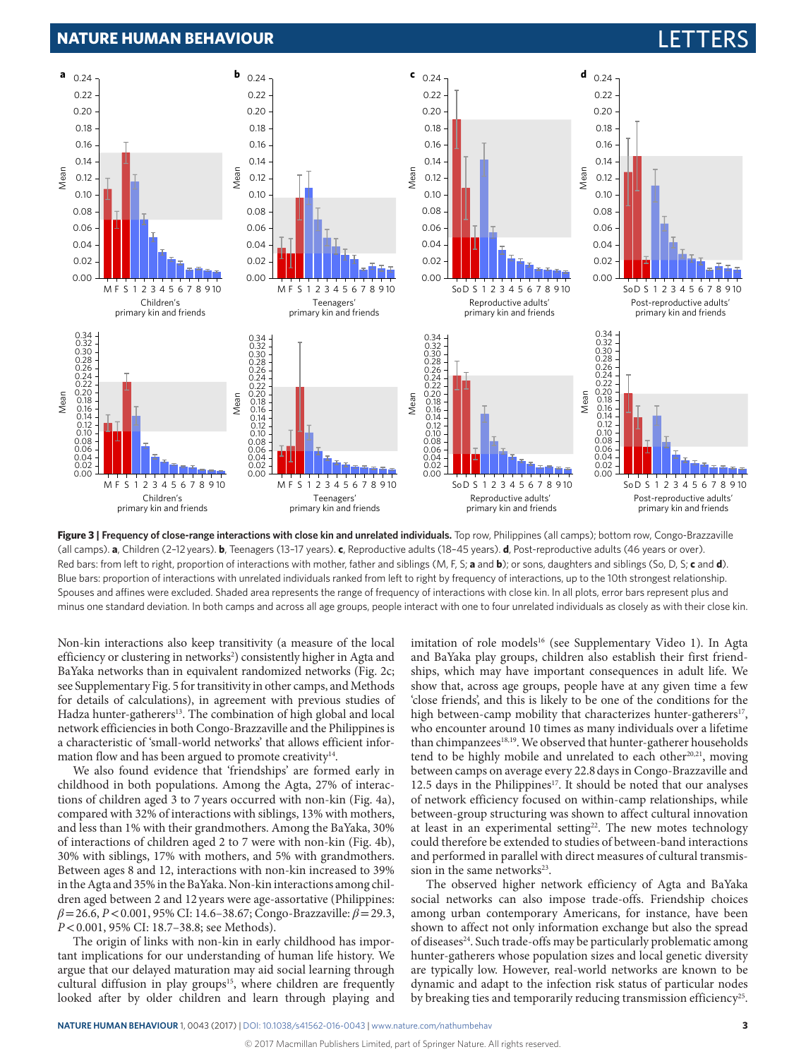**Figure 3 | Frequency of close-range interactions with close kin and unrelated individuals.** Top row, Philippines (all camps); bottom row, Congo-Brazzaville (all camps). **a**, Children (2–12 years). **b**, Teenagers (13–17 years). **c**, Reproductive adults (18–45 years). **d**, Post-reproductive adults (46 years or over). Red bars: from left to right, proportion of interactions with mother, father and siblings (M, F, S; **a** and **b**); or sons, daughters and siblings (So, D, S; **c** and **d**). Blue bars: proportion of interactions with unrelated individuals ranked from left to right by frequency of interactions, up to the 10th strongest relationship. Spouses and affines were excluded. Shaded area represents the range of frequency of interactions with close kin. In all plots, error bars represent plus and minus one standard deviation. In both camps and across all age groups, people interact with one to four unrelated individuals as closely as with their close kin.

Non-kin interactions also keep transitivity (a measure of the local efficiency or clustering in networks[2]) consistently higher in Agta and BaYaka networks than in equivalent randomized networks (Fig. 2c; see Supplementary Fig. 5 for transitivity in other camps, and Methods for details of calculations), in agreement with previous studies of Hadza hunter-gatherers[13]. The combination of high global and local network efficiencies in both Congo-Brazzaville and the Philippines is a characteristic of 'small-world networks' that allows efficient information flow and has been argued to promote creativity[14].

We also found evidence that 'friendships' are formed early in childhood in both populations. Among the Agta, 27% of interactions of children aged 3 to 7 years occurred with non-kin (Fig. 4a), compared with 32% of interactions with siblings, 13% with mothers, and less than 1% with their grandmothers. Among the BaYaka, 30% of interactions of children aged 2 to 7 were with non-kin (Fig. 4b), 30% with siblings, 17% with mothers, and 5% with grandmothers. Between ages 8 and 12, interactions with non-kin increased to 39% in the Agta and 35% in the BaYaka. Non-kin interactions among children aged between 2 and 12 years were age-assortative (Philippines: $\beta = 26.6$, $P < 0.001$, 95% CI: 14.6–38.67; Congo-Brazzaville: $\beta = 29.3$, $P < 0.001$, 95% CI: 18.7–38.8; see Methods).

The origin of links with non-kin in early childhood has important implications for our understanding of human life history. We argue that our delayed maturation may aid social learning through cultural diffusion in play groups[15], where children are frequently looked after by older children and learn through playing and imitation of role models[16] (see Supplementary Video 1). In Agta and BaYaka play groups, children also establish their first friendships, which may have important consequences in adult life. We show that, across age groups, people have at any given time a few 'close friends', and this is likely to be one of the conditions for the high between-camp mobility that characterizes hunter-gatherers[17], who encounter around 10 times as many individuals over a lifetime than chimpanzees[18,19]. We observed that hunter-gatherer households tend to be highly mobile and unrelated to each other[20,21], moving between camps on average every 22.8 days in Congo-Brazzaville and 12.5 days in the Philippines[17]. It should be noted that our analyses of network efficiency focused on within-camp relationships, while between-group structuring was shown to affect cultural innovation at least in an experimental setting[22]. The new motes technology could therefore be extended to studies of between-band interactions and performed in parallel with direct measures of cultural transmission in the same networks[23].

The observed higher network efficiency of Agta and BaYaka social networks can also impose trade-offs. Friendship choices among urban contemporary Americans, for instance, have been shown to affect not only information exchange but also the spread of diseases[24]. Such trade-offs may be particularly problematic among hunter-gatherers whose population sizes and local genetic diversity are typically low. However, real-world networks are known to be dynamic and adapt to the infection risk status of particular nodes by breaking ties and temporarily reducing transmission efficiency[25].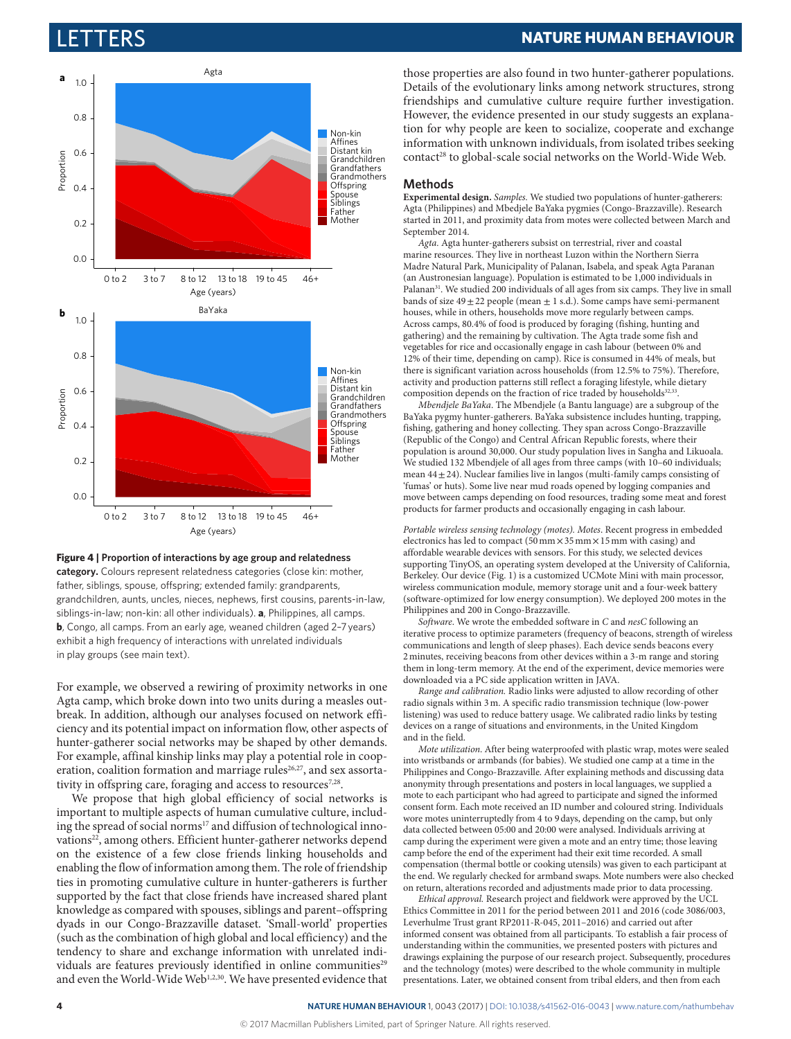**Figure 4 | Proportion of interactions by age group and relatedness category.** Colours represent relatedness categories (close kin: mother, father, siblings, spouse, offspring; extended family: grandparents, grandchildren, aunts, uncles, nieces, nephews, first cousins, parents-in-law, siblings-in-law; non-kin: all other individuals). **a**, Philippines, all camps. **b**, Congo, all camps. From an early age, weaned children (aged 2–7 years) exhibit a high frequency of interactions with unrelated individuals in play groups (see main text).

For example, we observed a rewiring of proximity networks in one Agta camp, which broke down into two units during a measles outbreak. In addition, although our analyses focused on network efficiency and its potential impact on information flow, other aspects of hunter-gatherer social networks may be shaped by other demands. For example, affinal kinship links may play a potential role in cooperation, coalition formation and marriage rules[26,27], and sex assortativity in offspring care, foraging and access to resources[7,28].

We propose that high global efficiency of social networks is important to multiple aspects of human cumulative culture, including the spread of social norms[17] and diffusion of technological innovations[22], among others. Efficient hunter-gatherer networks depend on the existence of a few close friends linking households and enabling the flow of information among them. The role of friendship ties in promoting cumulative culture in hunter-gatherers is further supported by the fact that close friends have increased shared plant knowledge as compared with spouses, siblings and parent–offspring dyads in our Congo-Brazzaville dataset. 'Small-world' properties (such as the combination of high global and local efficiency) and the tendency to share and exchange information with unrelated individuals are features previously identified in online communities[29] and even the World-Wide Web[1,2,30]. We have presented evidence that those properties are also found in two hunter-gatherer populations. Details of the evolutionary links among network structures, strong friendships and cumulative culture require further investigation. However, the evidence presented in our study suggests an explanation for why people are keen to socialize, cooperate and exchange information with unknown individuals, from isolated tribes seeking contact[28] to global-scale social networks on the World-Wide Web.

## Methods

**Experimental design.** *Samples.* We studied two populations of hunter-gatherers: Agta (Philippines) and Mbendjele BaYaka pygmies (Congo-Brazzaville). Research started in 2011, and proximity data from motes were collected between March and September 2014.

*Agta.* Agta hunter-gatherers subsist on terrestrial, river and coastal marine resources. They live in northeast Luzon within the Northern Sierra Madre Natural Park, Municipality of Palanan, Isabela, and speak Agta Paranan (an Austronesian language). Population is estimated to be 1,000 individuals in Palanan[31]. We studied 200 individuals of all ages from six camps. They live in small bands of size $49 \pm 22$ people (mean $\pm$ 1 s.d.). Some camps have semi-permanent houses, while in others, households move more regularly between camps. Across camps, 80.4% of food is produced by foraging (fishing, hunting and gathering) and the remaining by cultivation. The Agta trade some fish and vegetables for rice and occasionally engage in cash labour (between 0% and 12% of their time, depending on camp). Rice is consumed in 44% of meals, but there is significant variation across households (from 12.5% to 75%). Therefore, activity and production patterns still reflect a foraging lifestyle, while dietary composition depends on the fraction of rice traded by households[32,33].

*Mbendjele BaYaka.* The Mbendjele (a Bantu language) are a subgroup of the BaYaka pygmy hunter-gatherers. BaYaka subsistence includes hunting, trapping, fishing, gathering and honey collecting. They span across Congo-Brazzaville (Republic of the Congo) and Central African Republic forests, where their population is around 30,000. Our study population lives in Sangha and Likouala. We studied 132 Mbendjele of all ages from three camps (with 10–60 individuals; mean $44 \pm 24$). Nuclear families live in langos (multi-family camps consisting of 'fumas' or huts). Some live near mud roads opened by logging companies and move between camps depending on food resources, trading some meat and forest products for farmer products and occasionally engaging in cash labour.

*Portable wireless sensing technology (motes). Motes*. Recent progress in embedded electronics has led to compact (50 mm × 35 mm × 15 mm with casing) and affordable wearable devices with sensors. For this study, we selected devices supporting TinyOS, an operating system developed at the University of California, Berkeley. Our device (Fig. 1) is a customized UCMote Mini with main processor, wireless communication module, memory storage unit and a four-week battery (software-optimized for low energy consumption). We deployed 200 motes in the Philippines and 200 in Congo-Brazzaville.

*Software.* We wrote the embedded software in C and *nesC* following an iterative process to optimize parameters (frequency of beacons, strength of wireless communications and length of sleep phases). Each device sends beacons every 2 minutes, receiving beacons from other devices within a 3-m range and storing them in long-term memory. At the end of the experiment, device memories were downloaded via a PC side application written in JAVA.

*Range and calibration.* Radio links were adjusted to allow recording of other radio signals within 3 m. A specific radio transmission technique (low-power listening) was used to reduce battery usage. We calibrated radio links by testing devices on a range of situations and environments, in the United Kingdom and in the field.

*Mote utilization.* After being waterproofed with plastic wrap, motes were sealed into wristbands or armbands (for babies). We studied one camp at a time in the Philippines and Congo-Brazzaville. After explaining methods and discussing data anonymity through presentations and posters in local languages, we supplied a mote to each participant who had agreed to participate and signed the informed consent form. Each mote received an ID number and coloured string. Individuals wore motes uninterruptedly from 4 to 9 days, depending on the camp, but only data collected between 05:00 and 20:00 were analysed. Individuals arriving at camp during the experiment were given a mote and an entry time; those leaving camp before the end of the experiment had their exit time recorded. A small compensation (thermal bottle or cooking utensils) was given to each participant at the end. We regularly checked for armband swaps. Mote numbers were also checked on return, alterations recorded and adjustments made prior to data processing.

*Ethical approval.* Research project and fieldwork were approved by the UCL Ethics Committee in 2011 for the period between 2011 and 2016 (code 3086/003, Leverhulme Trust grant RP2011-R-045, 2011–2016) and carried out after informed consent was obtained from all participants. To establish a fair process of understanding within the communities, we presented posters with pictures and drawings explaining the purpose of our research project. Subsequently, procedures and the technology (motes) were described to the whole community in multiple presentations. Later, we obtained consent from tribal elders, and then from each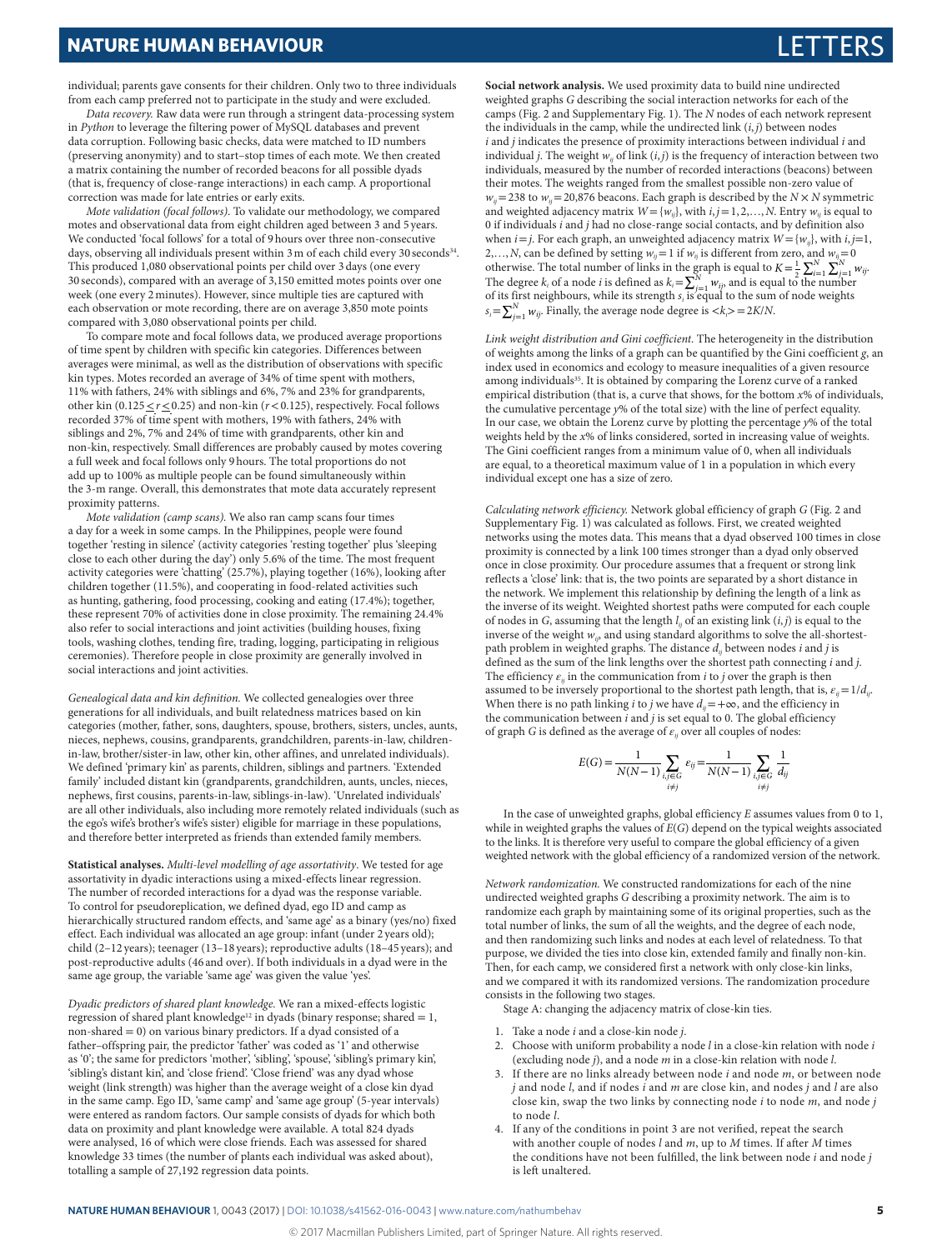individual; parents gave consents for their children. Only two to three individuals from each camp preferred not to participate in the study and were excluded.

*Data recovery.* Raw data were run through a stringent data-processing system in *Python* to leverage the filtering power of MySQL databases and prevent data corruption. Following basic checks, data were matched to ID numbers (preserving anonymity) and to start–stop times of each mote. We then created a matrix containing the number of recorded beacons for all possible dyads (that is, frequency of close-range interactions) in each camp. A proportional correction was made for late entries or early exits.

*Mote validation (focal follows).* To validate our methodology, we compared motes and observational data from eight children aged between 3 and 5 years. We conducted 'focal follows' for a total of 9 hours over three non-consecutive days, observing all individuals present within 3 m of each child every 30 seconds[34]. This produced 1,080 observational points per child over 3 days (one every 30 seconds), compared with an average of 3,150 emitted motes points over one week (one every 2 minutes). However, since multiple ties are captured with each observation or mote recording, there are on average 3,850 mote points compared with 3,080 observational points per child.

To compare mote and focal follows data, we produced average proportions of time spent by children with specific kin categories. Differences between averages were minimal, as well as the distribution of observations with specific kin types. Motes recorded an average of 34% of time spent with mothers, 11% with fathers, 24% with siblings and 6%, 7% and 23% for grandparents, other kin ($0.125 \le r \le 0.25$) and non-kin ($r < 0.125$), respectively. Focal follows recorded 37% of time spent with mothers, 19% with fathers, 24% with siblings and 2%, 7% and 24% of time with grandparents, other kin and non-kin, respectively. Small differences are probably caused by motes covering a full week and focal follows only 9 hours. The total proportions do not add up to 100% as multiple people can be found simultaneously within the 3-m range. Overall, this demonstrates that mote data accurately represent proximity patterns.

*Mote validation (camp scans).* We also ran camp scans four times a day for a week in some camps. In the Philippines, people were found together 'resting in silence' (activity categories 'resting together' plus 'sleeping close to each other during the day') only 5.6% of the time. The most frequent activity categories were 'chatting' (25.7%), playing together (16%), looking after children together (11.5%), and cooperating in food-related activities such as hunting, gathering, food processing, cooking and eating (17.4%); together, these represent 70% of activities done in close proximity. The remaining 24.4% also refer to social interactions and joint activities (building houses, fixing tools, washing clothes, tending fire, trading, logging, participating in religious ceremonies). Therefore people in close proximity are generally involved in social interactions and joint activities.

*Genealogical data and kin definition.* We collected genealogies over three generations for all individuals, and built relatedness matrices based on kin categories (mother, father, sons, daughters, spouse, brothers, sisters, uncles, aunts, nieces, nephews, cousins, grandparents, grandchildren, parents-in-law, children-in-law, brother/sister-in law, other kin, other affines, and unrelated individuals). We defined 'primary kin' as parents, children, siblings and partners. 'Extended family' included distant kin (grandparents, grandchildren, aunts, uncles, nieces, nephews, first cousins, parents-in-law, siblings-in-law). 'Unrelated individuals' are all other individuals, also including more remotely related individuals (such as the ego's wife's brother's wife's sister) eligible for marriage in these populations, and therefore better interpreted as friends than extended family members.

**Statistical analyses.** *Multi-level modelling of age assortativity*. We tested for age assortativity in dyadic interactions using a mixed-effects linear regression. The number of recorded interactions for a dyad was the response variable. To control for pseudoreplication, we defined dyad, ego ID and camp as hierarchically structured random effects, and 'same age' as a binary (yes/no) fixed effect. Each individual was allocated an age group: infant (under 2 years old); child (2–12 years); teenager (13–18 years); reproductive adults (18–45 years); and post-reproductive adults (46 and over). If both individuals in a dyad were in the same age group, the variable 'same age' was given the value 'yes'.

*Dyadic predictors of shared plant knowledge.* We ran a mixed-effects logistic regression of shared plant knowledge[12] in dyads (binary response; shared = 1, non-shared = 0) on various binary predictors. If a dyad consisted of a father–offspring pair, the predictor 'father' was coded as '1' and otherwise as '0'; the same for predictors 'mother', 'sibling', 'spouse', 'sibling's primary kin', 'sibling's distant kin', and 'close friend'. 'Close friend' was any dyad whose weight (link strength) was higher than the average weight of a close kin dyad in the same camp. Ego ID, 'same camp' and 'same age group' (5-year intervals) were entered as random factors. Our sample consists of dyads for which both data on proximity and plant knowledge were available. A total 824 dyads were analysed, 16 of which were close friends. Each was assessed for shared knowledge 33 times (the number of plants each individual was asked about), totalling a sample of 27,192 regression data points.

**Social network analysis.** We used proximity data to build nine undirected weighted graphs $G$ describing the social interaction networks for each of the camps (Fig. 2 and Supplementary Fig. 1). The $N$ nodes of each network represent the individuals in the camp, while the undirected link $(i,j)$ between nodes $i$ and $j$ indicates the presence of proximity interactions between individual $i$ and individual $j$. The weight $w_{ij}$ of link $(i,j)$ is the frequency of interaction between two individuals, measured by the number of recorded interactions (beacons) between their motes. The weights ranged from the smallest possible non-zero value of $w_{ij} = 238$ to $w_{ij} = 20{,}876$ beacons. Each graph is described by the $N \times N$ symmetric and weighted adjacency matrix $W = \{w_{ij}\}$, with $i,j = 1,2,\ldots,N$. Entry $w_{ij}$ is equal to 0 if individuals $i$ and $j$ had no close-range social contacts, and by definition also when $i = j$. For each graph, an unweighted adjacency matrix $W = \{w_{ij}\}$, with $i,j = 1, 2,\ldots,N$, can be defined by setting $w_{ij} = 1$ if $w_{ij}$ is different from zero, and $w_{ij} = 0$ otherwise. The total number of links in the graph is equal to $K = \frac{1}{2}\sum_{i=1}^{N}\sum_{j=1}^{N} w_{ij}$. The degree $k_i$ of a node $i$ is defined as $k_i = \sum_{j=1}^{N} w_{ij}$, and is equal to the number of its first neighbours, while its strength $s_i$ is equal to the sum of node weights $s_i = \sum_{j=1}^{N} w_{ij}$. Finally, the average node degree is $\langle k_i \rangle = 2K/N$.

*Link weight distribution and Gini coefficient.* The heterogeneity in the distribution of weights among the links of a graph can be quantified by the Gini coefficient $g$, an index used in economics and ecology to measure inequalities of a given resource among individuals[35]. It is obtained by comparing the Lorenz curve of a ranked empirical distribution (that is, a curve that shows, for the bottom $x$% of individuals, the cumulative percentage $y$% of the total size) with the line of perfect equality. In our case, we obtain the Lorenz curve by plotting the percentage $y$% of the total weights held by the $x$% of links considered, sorted in increasing value of weights. The Gini coefficient ranges from a minimum value of 0, when all individuals are equal, to a theoretical maximum value of 1 in a population in which every individual except one has a size of zero.

*Calculating network efficiency.* Network global efficiency of graph $G$ (Fig. 2 and Supplementary Fig. 1) was calculated as follows. First, we created weighted networks using the motes data. This means that a dyad observed 100 times in close proximity is connected by a link 100 times stronger than a dyad only observed once in close proximity. Our procedure assumes that a frequent or strong link reflects a 'close' link: that is, the two points are separated by a short distance in the network. We implement this relationship by defining the length of a link as the inverse of its weight. Weighted shortest paths were computed for each couple of nodes in $G$, assuming that the length $l_{ij}$ of an existing link $(i,j)$ is equal to the inverse of the weight $w_{ij}$, and using standard algorithms to solve the all-shortest-path problem in weighted graphs. The distance $d_{ij}$ between nodes $i$ and $j$ is defined as the sum of the link lengths over the shortest path connecting $i$ and $j$. The efficiency $\varepsilon_{ij}$ in the communication from $i$ to $j$ over the graph is then assumed to be inversely proportional to the shortest path length, that is, $\varepsilon_{ij} = 1/d_{ij}$. When there is no path linking $i$ to $j$ we have $d_{ij} = +\infty$, and the efficiency in the communication between $i$ and $j$ is set equal to 0. The global efficiency of graph $G$ is defined as the average of $\varepsilon_{ij}$ over all couples of nodes:

$$E(G) = \frac{1}{N(N-1)} \sum_{\substack{i,j \in G \\ i \neq j}} \varepsilon_{ij} = \frac{1}{N(N-1)} \sum_{\substack{i,j \in G \\ i \neq j}} \frac{1}{d_{ij}}$$

In the case of unweighted graphs, global efficiency $E$ assumes values from 0 to 1, while in weighted graphs the values of $E(G)$ depend on the typical weights associated to the links. It is therefore very useful to compare the global efficiency of a given weighted network with the global efficiency of a randomized version of the network.

*Network randomization.* We constructed randomizations for each of the nine undirected weighted graphs $G$ describing a proximity network. The aim is to randomize each graph by maintaining some of its original properties, such as the total number of links, the sum of all the weights, and the degree of each node, and then randomizing such links and nodes at each level of relatedness. To that purpose, we divided the ties into close kin, extended family and finally non-kin. Then, for each camp, we considered first a network with only close-kin links, and we compared it with its randomized versions. The randomization procedure consists in the following two stages.

Stage A: changing the adjacency matrix of close-kin ties.

1. Take a node $i$ and a close-kin node $j$.
2. Choose with uniform probability a node $l$ in a close-kin relation with node $i$ (excluding node $j$), and a node $m$ in a close-kin relation with node $l$.
3. If there are no links already between node $i$ and node $m$, or between node $j$ and node $l$, and if nodes $i$ and $m$ are close kin, and nodes $j$ and $l$ are also close kin, swap the two links by connecting node $i$ to node $m$, and node $j$ to node $l$.
4. If any of the conditions in point 3 are not verified, repeat the search with another couple of nodes $l$ and $m$, up to $M$ times. If after $M$ times the conditions have not been fulfilled, the link between node $i$ and node $j$ is left unaltered.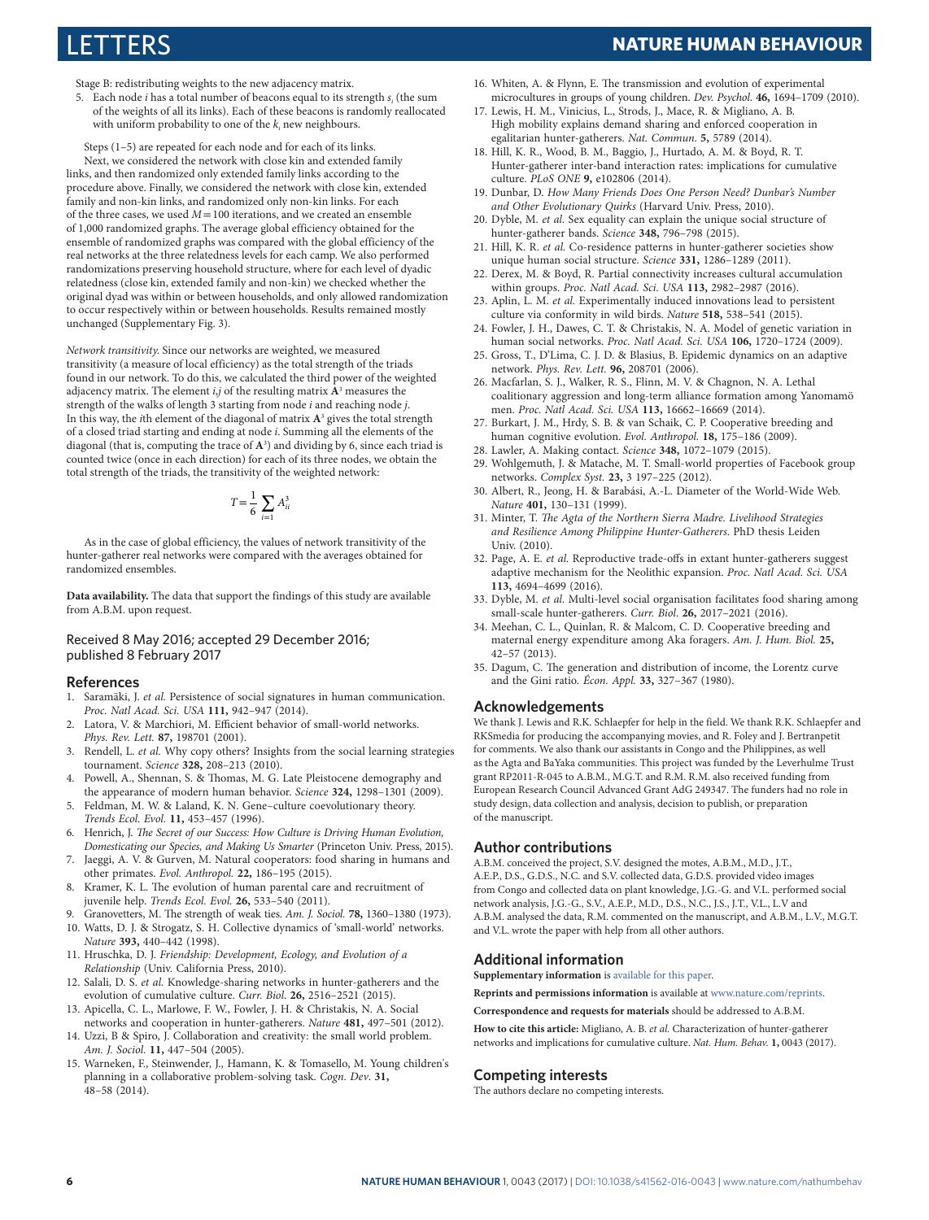Stage B: redistributing weights to the new adjacency matrix.

5. Each node $i$ has a total number of beacons equal to its strength $s_i$ (the sum of the weights of all its links). Each of these beacons is randomly reallocated with uniform probability to one of the $k_i$ new neighbours.

Steps (1–5) are repeated for each node and for each of its links.

Next, we considered the network with close kin and extended family links, and then randomized only extended family links according to the procedure above. Finally, we considered the network with close kin, extended family and non-kin links, and randomized only non-kin links. For each of the three cases, we used $M = 100$ iterations, and we created an ensemble of 1,000 randomized graphs. The average global efficiency obtained for the ensemble of randomized graphs was compared with the global efficiency of the real networks at the three relatedness levels for each camp. We also performed randomizations preserving household structure, where for each level of dyadic relatedness (close kin, extended family and non-kin) we checked whether the original dyad was within or between households, and only allowed randomization to occur respectively within or between households. Results remained mostly unchanged (Supplementary Fig. 3).

*Network transitivity.* Since our networks are weighted, we measured transitivity (a measure of local efficiency) as the total strength of the triads found in our network. To do this, we calculated the third power of the weighted adjacency matrix. The element $i,j$ of the resulting matrix $\mathbf{A}^3$ measures the strength of the walks of length 3 starting from node $i$ and reaching node $j$. In this way, the $i$th element of the diagonal of matrix $\mathbf{A}^3$ gives the total strength of a closed triad starting and ending at node $i$. Summing all the elements of the diagonal (that is, computing the trace of $\mathbf{A}^3$) and dividing by 6, since each triad is counted twice (once in each direction) for each of its three nodes, we obtain the total strength of the triads, the transitivity of the weighted network:

$$T = \frac{1}{6} \sum_{i=1} A_{ii}^3$$

As in the case of global efficiency, the values of network transitivity of the hunter-gatherer real networks were compared with the averages obtained for randomized ensembles.

**Data availability.** The data that support the findings of this study are available from A.B.M. upon request.

Received 8 May 2016; accepted 29 December 2016; published 8 February 2017

## References

1. Saramäki, J. *et al.* Persistence of social signatures in human communication. *Proc. Natl Acad. Sci. USA* **111,** 942–947 (2014).
2. Latora, V. & Marchiori, M. Efficient behavior of small-world networks. *Phys. Rev. Lett.* **87,** 198701 (2001).
3. Rendell, L. *et al.* Why copy others? Insights from the social learning strategies tournament. *Science* **328,** 208–213 (2010).
4. Powell, A., Shennan, S. & Thomas, M. G. Late Pleistocene demography and the appearance of modern human behavior. *Science* **324,** 1298–1301 (2009).
5. Feldman, M. W. & Laland, K. N. Gene–culture coevolutionary theory. *Trends Ecol. Evol.* **11,** 453–457 (1996).
6. Henrich, J. *The Secret of our Success: How Culture is Driving Human Evolution, Domesticating our Species, and Making Us Smarter* (Princeton Univ. Press, 2015).
7. Jaeggi, A. V. & Gurven, M. Natural cooperators: food sharing in humans and other primates. *Evol. Anthropol.* **22,** 186–195 (2015).
8. Kramer, K. L. The evolution of human parental care and recruitment of juvenile help. *Trends Ecol. Evol.* **26,** 533–540 (2011).
9. Granovetters, M. The strength of weak ties. *Am. J. Sociol.* **78,** 1360–1380 (1973).
10. Watts, D. J. & Strogatz, S. H. Collective dynamics of 'small-world' networks. *Nature* **393,** 440–442 (1998).
11. Hruschka, D. J. *Friendship: Development, Ecology, and Evolution of a Relationship* (Univ. California Press, 2010).
12. Salali, D. S. *et al.* Knowledge-sharing networks in hunter-gatherers and the evolution of cumulative culture. *Curr. Biol.* **26,** 2516–2521 (2015).
13. Apicella, C. L., Marlowe, F. W., Fowler, J. H. & Christakis, N. A. Social networks and cooperation in hunter-gatherers. *Nature* **481,** 497–501 (2012).
14. Uzzi, B & Spiro, J. Collaboration and creativity: the small world problem. *Am. J. Sociol.* **11,** 447–504 (2005).
15. Warneken, F., Steinwender, J., Hamann, K. & Tomasello, M. Young children's planning in a collaborative problem-solving task. *Cogn. Dev.* **31,** 48–58 (2014).
16. Whiten, A. & Flynn, E. The transmission and evolution of experimental microcultures in groups of young children. *Dev. Psychol.* **46,** 1694–1709 (2010).
17. Lewis, H. M., Vinicius, L., Strods, J., Mace, R. & Migliano, A. B. High mobility explains demand sharing and enforced cooperation in egalitarian hunter-gatherers. *Nat. Commun.* **5,** 5789 (2014).
18. Hill, K. R., Wood, B. M., Baggio, J., Hurtado, A. M. & Boyd, R. T. Hunter-gatherer inter-band interaction rates: implications for cumulative culture. *PLoS ONE* **9,** e102806 (2014).
19. Dunbar, D. *How Many Friends Does One Person Need? Dunbar's Number and Other Evolutionary Quirks* (Harvard Univ. Press, 2010).
20. Dyble, M. *et al.* Sex equality can explain the unique social structure of hunter-gatherer bands. *Science* **348,** 796–798 (2015).
21. Hill, K. R. *et al.* Co-residence patterns in hunter-gatherer societies show unique human social structure. *Science* **331,** 1286–1289 (2011).
22. Derex, M. & Boyd, R. Partial connectivity increases cultural accumulation within groups. *Proc. Natl Acad. Sci. USA* **113,** 2982–2987 (2016).
23. Aplin, L. M. *et al.* Experimentally induced innovations lead to persistent culture via conformity in wild birds. *Nature* **518,** 538–541 (2015).
24. Fowler, J. H., Dawes, C. T. & Christakis, N. A. Model of genetic variation in human social networks. *Proc. Natl Acad. Sci. USA* **106,** 1720–1724 (2009).
25. Gross, T., D'Lima, C. J. D. & Blasius, B. Epidemic dynamics on an adaptive network. *Phys. Rev. Lett.* **96,** 208701 (2006).
26. Macfarlan, S. J., Walker, R. S., Flinn, M. V. & Chagnon, N. A. Lethal coalitionary aggression and long-term alliance formation among Yanomamö men. *Proc. Natl Acad. Sci. USA* **113,** 16662–16669 (2014).
27. Burkart, J. M., Hrdy, S. B. & van Schaik, C. P. Cooperative breeding and human cognitive evolution. *Evol. Anthropol.* **18,** 175–186 (2009).
28. Lawler, A. Making contact. *Science* **348,** 1072–1079 (2015).
29. Wohlgemuth, J. & Matache, M. T. Small-world properties of Facebook group networks. *Complex Syst.* **23,** 3 197–225 (2012).
30. Albert, R., Jeong, H. & Barabási, A.-L. Diameter of the World-Wide Web. *Nature* **401,** 130–131 (1999).
31. Minter, T. *The Agta of the Northern Sierra Madre. Livelihood Strategies and Resilience Among Philippine Hunter-Gatherers.* PhD thesis Leiden Univ. (2010).
32. Page, A. E. *et al.* Reproductive trade-offs in extant hunter-gatherers suggest adaptive mechanism for the Neolithic expansion. *Proc. Natl Acad. Sci. USA* **113,** 4694–4699 (2016).
33. Dyble, M. *et al.* Multi-level social organisation facilitates food sharing among small-scale hunter-gatherers. *Curr. Biol.* **26,** 2017–2021 (2016).
34. Meehan, C. L., Quinlan, R. & Malcom, C. D. Cooperative breeding and maternal energy expenditure among Aka foragers. *Am. J. Hum. Biol.* **25,** 42–57 (2013).
35. Dagum, C. The generation and distribution of income, the Lorentz curve and the Gini ratio. *Écon. Appl.* **33,** 327–367 (1980).

## Acknowledgements

We thank J. Lewis and R.K. Schlaepfer for help in the field. We thank R.K. Schlaepfer and RKSmedia for producing the accompanying movies, and R. Foley and J. Bertranpetit for comments. We also thank our assistants in Congo and the Philippines, as well as the Agta and BaYaka communities. This project was funded by the Leverhulme Trust grant RP2011-R-045 to A.B.M., M.G.T. and R.M. R.M. also received funding from European Research Council Advanced Grant AdG 249347. The funders had no role in study design, data collection and analysis, decision to publish, or preparation of the manuscript.

## Author contributions

A.B.M. conceived the project, S.V. designed the motes, A.B.M., M.D., J.T., A.E.P., D.S., G.D.S., N.C. and S.V. collected data, G.D.S. provided video images from Congo and collected data on plant knowledge, J.G.-G. and V.L. performed social network analysis, J.G.-G., S.V., A.E.P., M.D., D.S., N.C., J.S., J.T., V.L., L.V and A.B.M. analysed the data, R.M. commented on the manuscript, and A.B.M., L.V., M.G.T. and V.L. wrote the paper with help from all other authors.

## Additional information

**Supplementary information** is available for this paper.

**Reprints and permissions information** is available at www.nature.com/reprints.

**Correspondence and requests for materials** should be addressed to A.B.M.

**How to cite this article:** Migliano, A. B. *et al.* Characterization of hunter-gatherer networks and implications for cumulative culture. *Nat. Hum. Behav.* **1,** 0043 (2017).

## Competing interests

The authors declare no competing interests.